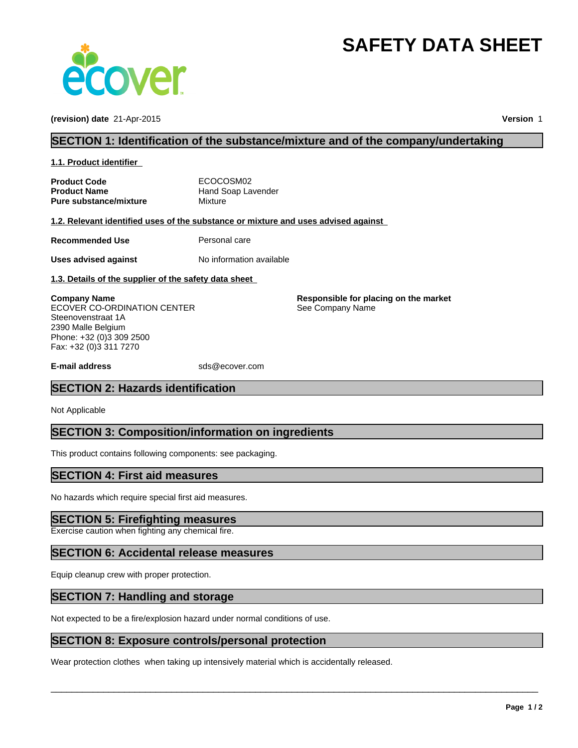# SAFETY DATA SHEET

**(revision) date** 21-Apr-2015 **Version** 1

## SECTION 1: Identification of the substance/mixture and of the company/undertaking

### 1.1. Product identifier

| | |
|---|---|
| **Product Code** | ECOCOSM02 |
| **Product Name** | Hand Soap Lavender |
| **Pure substance/mixture** | Mixture |

### 1.2. Relevant identified uses of the substance or mixture and uses advised against

| | |
|---|---|
| **Recommended Use** | Personal care |
| **Uses advised against** | No information available |

### 1.3. Details of the supplier of the safety data sheet

**Company Name**
ECOVER CO-ORDINATION CENTER
Steenovenstraat 1A
2390 Malle Belgium
Phone: +32 (0)3 309 2500
Fax: +32 (0)3 311 7270

**Responsible for placing on the market**
See Company Name

**E-mail address** sds@ecover.com

## SECTION 2: Hazards identification

Not Applicable

## SECTION 3: Composition/information on ingredients

This product contains following components: see packaging.

## SECTION 4: First aid measures

No hazards which require special first aid measures.

## SECTION 5: Firefighting measures

Exercise caution when fighting any chemical fire.

## SECTION 6: Accidental release measures

Equip cleanup crew with proper protection.

## SECTION 7: Handling and storage

Not expected to be a fire/explosion hazard under normal conditions of use.

## SECTION 8: Exposure controls/personal protection

Wear protection clothes when taking up intensively material which is accidentally released.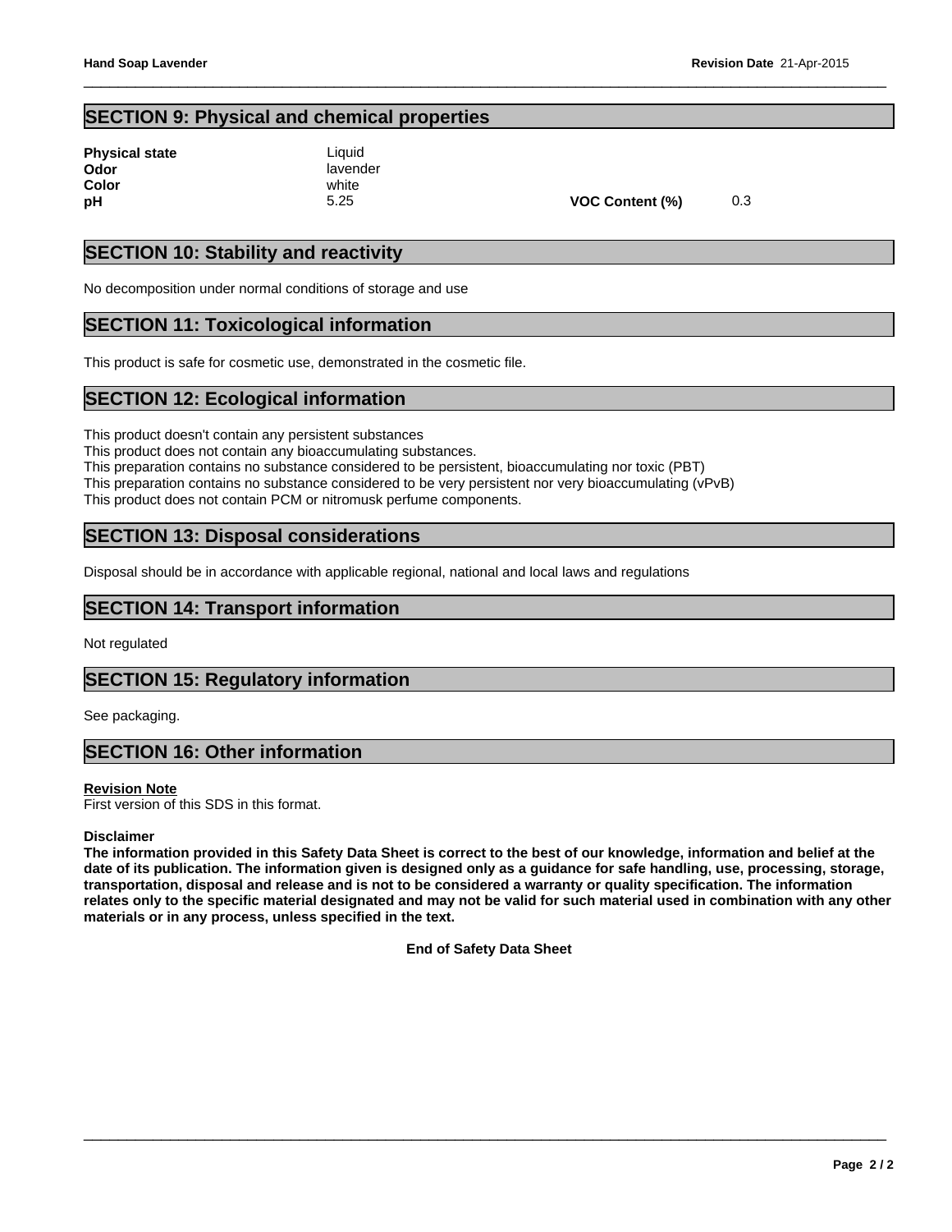## SECTION 9: Physical and chemical properties

| | | | |
|---|---|---|---|
| **Physical state** | Liquid | | |
| **Odor** | lavender | | |
| **Color** | white | | |
| **pH** | 5.25 | **VOC Content (%)** | 0.3 |

## SECTION 10: Stability and reactivity

No decomposition under normal conditions of storage and use

## SECTION 11: Toxicological information

This product is safe for cosmetic use, demonstrated in the cosmetic file.

## SECTION 12: Ecological information

This product doesn't contain any persistent substances
This product does not contain any bioaccumulating substances.
This preparation contains no substance considered to be persistent, bioaccumulating nor toxic (PBT)
This preparation contains no substance considered to be very persistent nor very bioaccumulating (vPvB)
This product does not contain PCM or nitromusk perfume components.

## SECTION 13: Disposal considerations

Disposal should be in accordance with applicable regional, national and local laws and regulations

## SECTION 14: Transport information

Not regulated

## SECTION 15: Regulatory information

See packaging.

## SECTION 16: Other information

**Revision Note**
First version of this SDS in this format.

**Disclaimer**
**The information provided in this Safety Data Sheet is correct to the best of our knowledge, information and belief at the date of its publication. The information given is designed only as a guidance for safe handling, use, processing, storage, transportation, disposal and release and is not to be considered a warranty or quality specification. The information relates only to the specific material designated and may not be valid for such material used in combination with any other materials or in any process, unless specified in the text.**

**End of Safety Data Sheet**